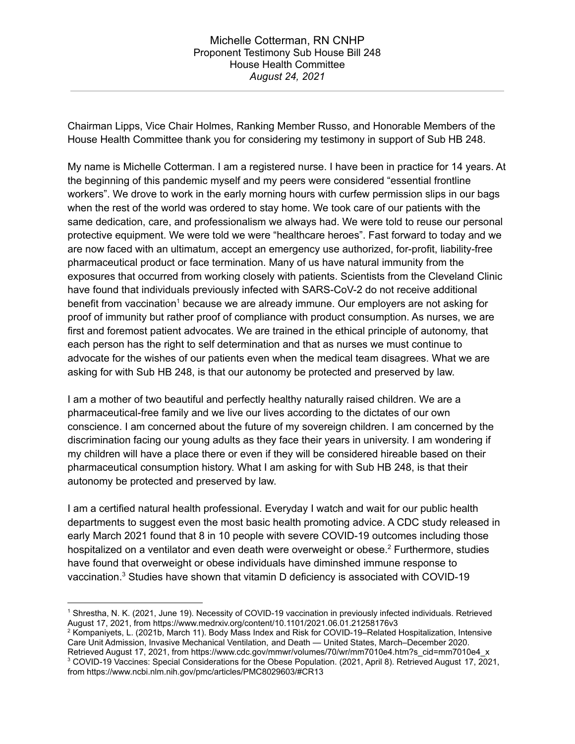Michelle Cotterman, RN CNHP
Proponent Testimony Sub House Bill 248
House Health Committee
*August 24, 2021*

---

Chairman Lipps, Vice Chair Holmes, Ranking Member Russo, and Honorable Members of the House Health Committee thank you for considering my testimony in support of Sub HB 248.

My name is Michelle Cotterman. I am a registered nurse. I have been in practice for 14 years. At the beginning of this pandemic myself and my peers were considered "essential frontline workers". We drove to work in the early morning hours with curfew permission slips in our bags when the rest of the world was ordered to stay home. We took care of our patients with the same dedication, care, and professionalism we always had. We were told to reuse our personal protective equipment. We were told we were "healthcare heroes". Fast forward to today and we are now faced with an ultimatum, accept an emergency use authorized, for-profit, liability-free pharmaceutical product or face termination. Many of us have natural immunity from the exposures that occurred from working closely with patients. Scientists from the Cleveland Clinic have found that individuals previously infected with SARS-CoV-2 do not receive additional benefit from vaccination[1] because we are already immune. Our employers are not asking for proof of immunity but rather proof of compliance with product consumption. As nurses, we are first and foremost patient advocates. We are trained in the ethical principle of autonomy, that each person has the right to self determination and that as nurses we must continue to advocate for the wishes of our patients even when the medical team disagrees. What we are asking for with Sub HB 248, is that our autonomy be protected and preserved by law.

I am a mother of two beautiful and perfectly healthy naturally raised children. We are a pharmaceutical-free family and we live our lives according to the dictates of our own conscience. I am concerned about the future of my sovereign children. I am concerned by the discrimination facing our young adults as they face their years in university. I am wondering if my children will have a place there or even if they will be considered hireable based on their pharmaceutical consumption history. What I am asking for with Sub HB 248, is that their autonomy be protected and preserved by law.

I am a certified natural health professional. Everyday I watch and wait for our public health departments to suggest even the most basic health promoting advice. A CDC study released in early March 2021 found that 8 in 10 people with severe COVID-19 outcomes including those hospitalized on a ventilator and even death were overweight or obese.[2] Furthermore, studies have found that overweight or obese individuals have diminished immune response to vaccination.[3] Studies have shown that vitamin D deficiency is associated with COVID-19

---

[1] Shrestha, N. K. (2021, June 19). Necessity of COVID-19 vaccination in previously infected individuals. Retrieved August 17, 2021, from https://www.medrxiv.org/content/10.1101/2021.06.01.21258176v3

[2] Kompaniyets, L. (2021b, March 11). Body Mass Index and Risk for COVID-19–Related Hospitalization, Intensive Care Unit Admission, Invasive Mechanical Ventilation, and Death — United States, March–December 2020. Retrieved August 17, 2021, from https://www.cdc.gov/mmwr/volumes/70/wr/mm7010e4.htm?s_cid=mm7010e4_x

[3] COVID-19 Vaccines: Special Considerations for the Obese Population. (2021, April 8). Retrieved August 17, 2021, from https://www.ncbi.nlm.nih.gov/pmc/articles/PMC8029603/#CR13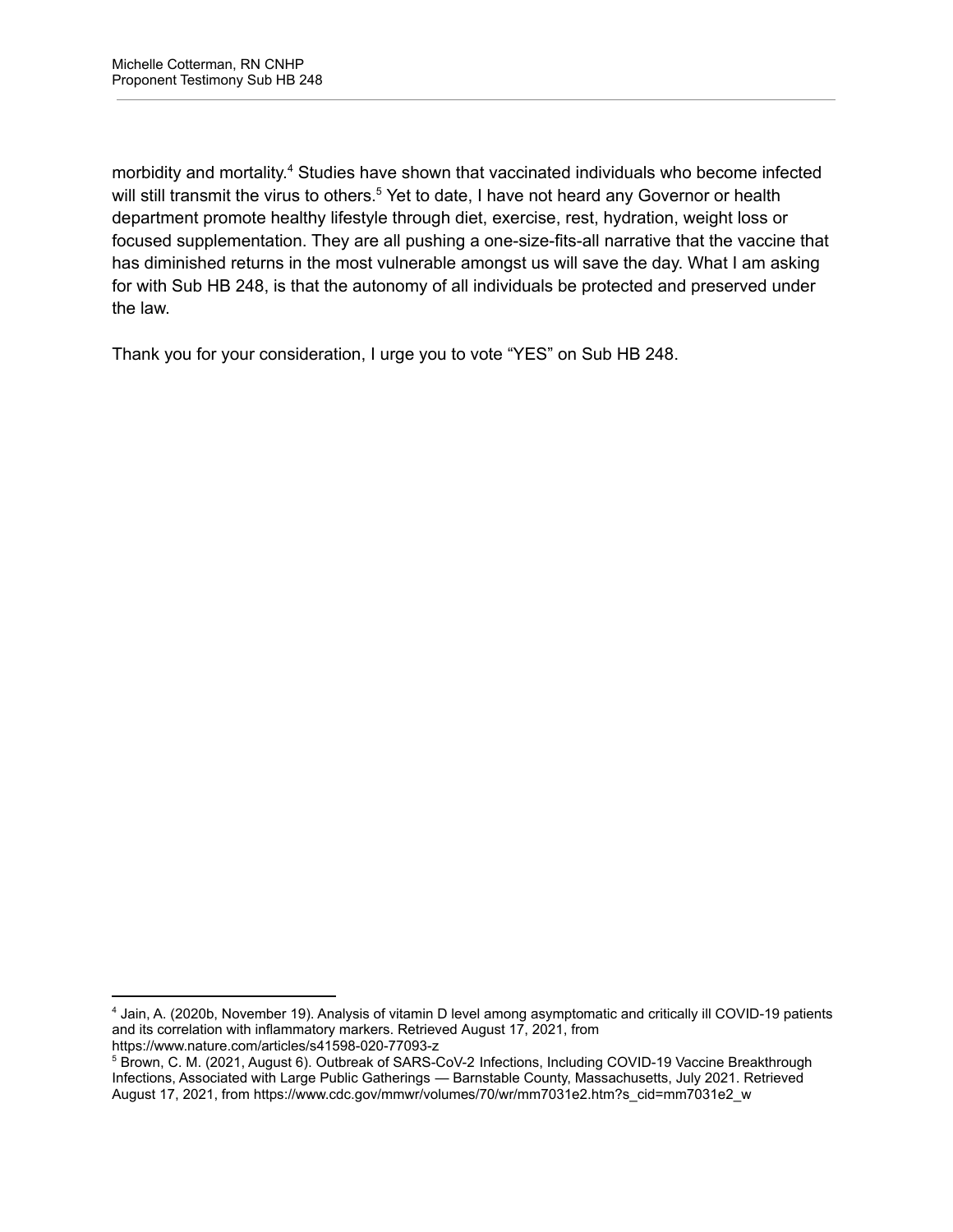morbidity and mortality.[4] Studies have shown that vaccinated individuals who become infected will still transmit the virus to others.[5] Yet to date, I have not heard any Governor or health department promote healthy lifestyle through diet, exercise, rest, hydration, weight loss or focused supplementation. They are all pushing a one-size-fits-all narrative that the vaccine that has diminished returns in the most vulnerable amongst us will save the day. What I am asking for with Sub HB 248, is that the autonomy of all individuals be protected and preserved under the law.

Thank you for your consideration, I urge you to vote “YES” on Sub HB 248.

---

[4] Jain, A. (2020b, November 19). Analysis of vitamin D level among asymptomatic and critically ill COVID-19 patients and its correlation with inflammatory markers. Retrieved August 17, 2021, from https://www.nature.com/articles/s41598-020-77093-z

[5] Brown, C. M. (2021, August 6). Outbreak of SARS-CoV-2 Infections, Including COVID-19 Vaccine Breakthrough Infections, Associated with Large Public Gatherings — Barnstable County, Massachusetts, July 2021. Retrieved August 17, 2021, from https://www.cdc.gov/mmwr/volumes/70/wr/mm7031e2.htm?s_cid=mm7031e2_w